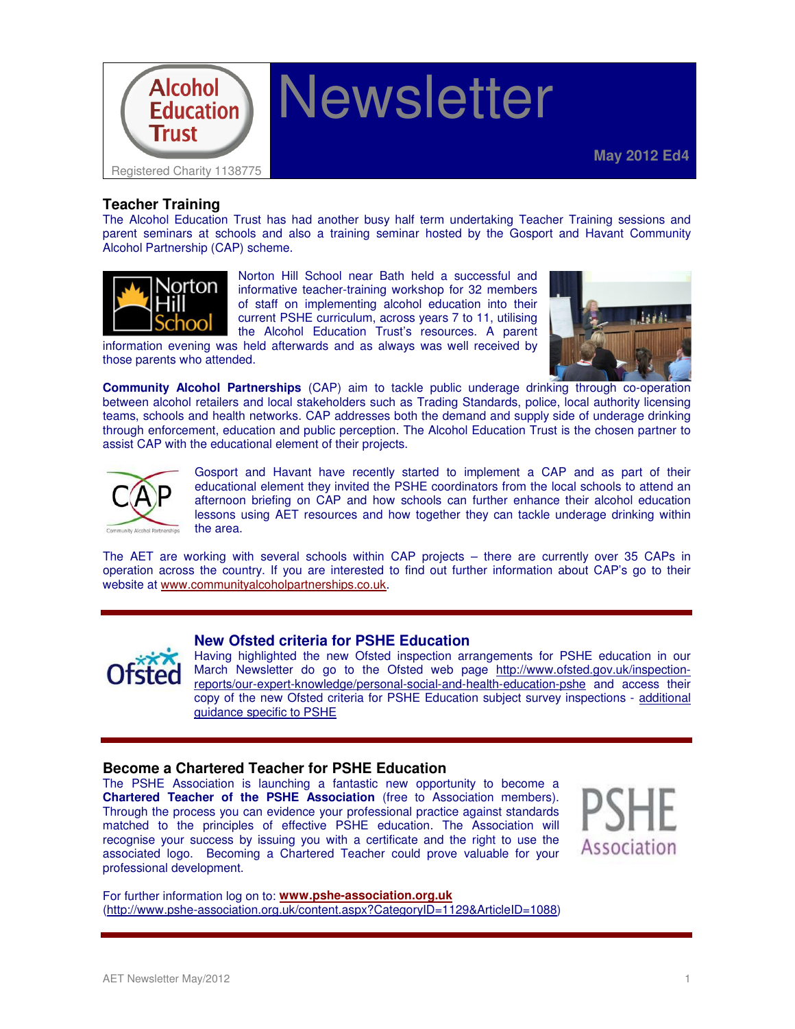# Alcohol Education Trust Newsletter

Registered Charity 1138775

**May 2012 Ed4**

## Teacher Training

The Alcohol Education Trust has had another busy half term undertaking Teacher Training sessions and parent seminars at schools and also a training seminar hosted by the Gosport and Havant Community Alcohol Partnership (CAP) scheme.

Norton Hill School near Bath held a successful and informative teacher-training workshop for 32 members of staff on implementing alcohol education into their current PSHE curriculum, across years 7 to 11, utilising the Alcohol Education Trust's resources. A parent information evening was held afterwards and as always was well received by those parents who attended.

**Community Alcohol Partnerships** (CAP) aim to tackle public underage drinking through co-operation between alcohol retailers and local stakeholders such as Trading Standards, police, local authority licensing teams, schools and health networks. CAP addresses both the demand and supply side of underage drinking through enforcement, education and public perception. The Alcohol Education Trust is the chosen partner to assist CAP with the educational element of their projects.

Gosport and Havant have recently started to implement a CAP and as part of their educational element they invited the PSHE coordinators from the local schools to attend an afternoon briefing on CAP and how schools can further enhance their alcohol education lessons using AET resources and how together they can tackle underage drinking within the area.

The AET are working with several schools within CAP projects – there are currently over 35 CAPs in operation across the country. If you are interested to find out further information about CAP's go to their website at www.communityalcoholpartnerships.co.uk.

---

## New Ofsted criteria for PSHE Education

Having highlighted the new Ofsted inspection arrangements for PSHE education in our March Newsletter do go to the Ofsted web page http://www.ofsted.gov.uk/inspection-reports/our-expert-knowledge/personal-social-and-health-education-pshe and access their copy of the new Ofsted criteria for PSHE Education subject survey inspections - additional guidance specific to PSHE

---

## Become a Chartered Teacher for PSHE Education

The PSHE Association is launching a fantastic new opportunity to become a **Chartered Teacher of the PSHE Association** (free to Association members). Through the process you can evidence your professional practice against standards matched to the principles of effective PSHE education. The Association will recognise your success by issuing you with a certificate and the right to use the associated logo. Becoming a Chartered Teacher could prove valuable for your professional development.

For further information log on to: **www.pshe-association.org.uk**
(http://www.pshe-association.org.uk/content.aspx?CategoryID=1129&ArticleID=1088)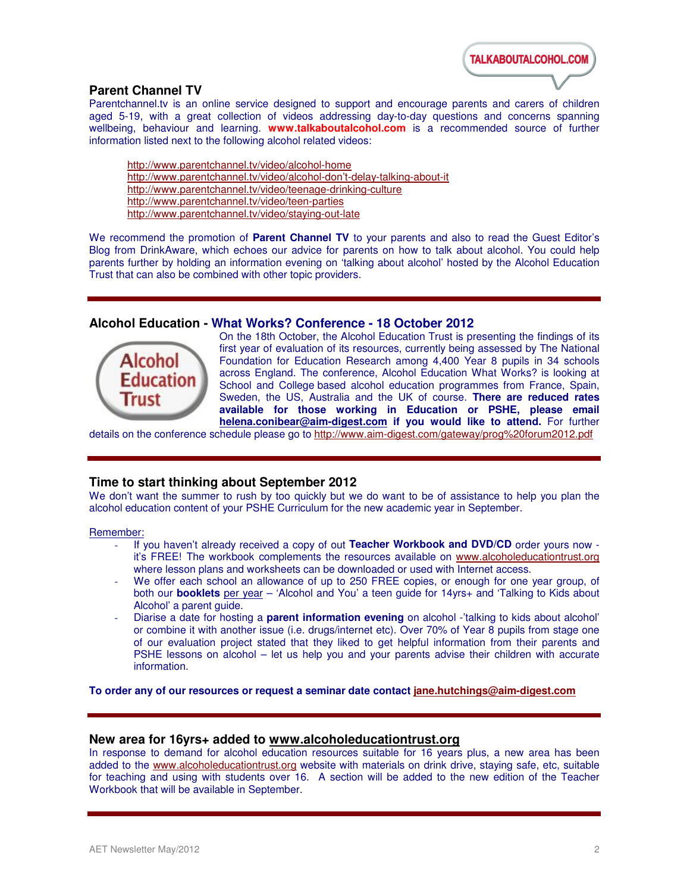## Parent Channel TV

Parentchannel.tv is an online service designed to support and encourage parents and carers of children aged 5-19, with a great collection of videos addressing day-to-day questions and concerns spanning wellbeing, behaviour and learning. **www.talkaboutalcohol.com** is a recommended source of further information listed next to the following alcohol related videos:

- http://www.parentchannel.tv/video/alcohol-home
- http://www.parentchannel.tv/video/alcohol-don't-delay-talking-about-it
- http://www.parentchannel.tv/video/teenage-drinking-culture
- http://www.parentchannel.tv/video/teen-parties
- http://www.parentchannel.tv/video/staying-out-late

We recommend the promotion of **Parent Channel TV** to your parents and also to read the Guest Editor's Blog from DrinkAware, which echoes our advice for parents on how to talk about alcohol. You could help parents further by holding an information evening on 'talking about alcohol' hosted by the Alcohol Education Trust that can also be combined with other topic providers.

---

## Alcohol Education - What Works? Conference - 18 October 2012

On the 18th October, the Alcohol Education Trust is presenting the findings of its first year of evaluation of its resources, currently being assessed by The National Foundation for Education Research among 4,400 Year 8 pupils in 34 schools across England. The conference, Alcohol Education What Works? is looking at School and College based alcohol education programmes from France, Spain, Sweden, the US, Australia and the UK of course. **There are reduced rates available for those working in Education or PSHE, please email helena.conibear@aim-digest.com if you would like to attend.** For further details on the conference schedule please go to http://www.aim-digest.com/gateway/prog%20forum2012.pdf

---

## Time to start thinking about September 2012

We don't want the summer to rush by too quickly but we do want to be of assistance to help you plan the alcohol education content of your PSHE Curriculum for the new academic year in September.

Remember:

- If you haven't already received a copy of out **Teacher Workbook and DVD/CD** order yours now - it's FREE! The workbook complements the resources available on www.alcoholeducationtrust.org where lesson plans and worksheets can be downloaded or used with Internet access.
- We offer each school an allowance of up to 250 FREE copies, or enough for one year group, of both our **booklets** per year – 'Alcohol and You' a teen guide for 14yrs+ and 'Talking to Kids about Alcohol' a parent guide.
- Diarise a date for hosting a **parent information evening** on alcohol -'talking to kids about alcohol' or combine it with another issue (i.e. drugs/internet etc). Over 70% of Year 8 pupils from stage one of our evaluation project stated that they liked to get helpful information from their parents and PSHE lessons on alcohol – let us help you and your parents advise their children with accurate information.

**To order any of our resources or request a seminar date contact jane.hutchings@aim-digest.com**

---

## New area for 16yrs+ added to www.alcoholeducationtrust.org

In response to demand for alcohol education resources suitable for 16 years plus, a new area has been added to the www.alcoholeducationtrust.org website with materials on drink drive, staying safe, etc, suitable for teaching and using with students over 16. A section will be added to the new edition of the Teacher Workbook that will be available in September.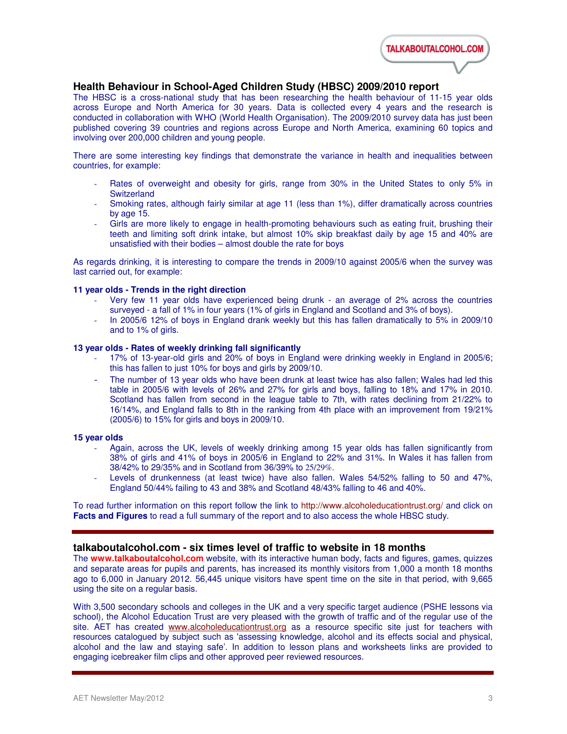TALKABOUTALCOHOL.COM

## Health Behaviour in School-Aged Children Study (HBSC) 2009/2010 report

The HBSC is a cross-national study that has been researching the health behaviour of 11-15 year olds across Europe and North America for 30 years. Data is collected every 4 years and the research is conducted in collaboration with WHO (World Health Organisation). The 2009/2010 survey data has just been published covering 39 countries and regions across Europe and North America, examining 60 topics and involving over 200,000 children and young people.

There are some interesting key findings that demonstrate the variance in health and inequalities between countries, for example:

- Rates of overweight and obesity for girls, range from 30% in the United States to only 5% in Switzerland
- Smoking rates, although fairly similar at age 11 (less than 1%), differ dramatically across countries by age 15.
- Girls are more likely to engage in health-promoting behaviours such as eating fruit, brushing their teeth and limiting soft drink intake, but almost 10% skip breakfast daily by age 15 and 40% are unsatisfied with their bodies – almost double the rate for boys

As regards drinking, it is interesting to compare the trends in 2009/10 against 2005/6 when the survey was last carried out, for example:

**11 year olds - Trends in the right direction**

- Very few 11 year olds have experienced being drunk - an average of 2% across the countries surveyed - a fall of 1% in four years (1% of girls in England and Scotland and 3% of boys).
- In 2005/6 12% of boys in England drank weekly but this has fallen dramatically to 5% in 2009/10 and to 1% of girls.

**13 year olds - Rates of weekly drinking fall significantly**

- 17% of 13-year-old girls and 20% of boys in England were drinking weekly in England in 2005/6; this has fallen to just 10% for boys and girls by 2009/10.
- The number of 13 year olds who have been drunk at least twice has also fallen; Wales had led this table in 2005/6 with levels of 26% and 27% for girls and boys, falling to 18% and 17% in 2010. Scotland has fallen from second in the league table to 7th, with rates declining from 21/22% to 16/14%, and England falls to 8th in the ranking from 4th place with an improvement from 19/21% (2005/6) to 15% for girls and boys in 2009/10.

**15 year olds**

- Again, across the UK, levels of weekly drinking among 15 year olds has fallen significantly from 38% of girls and 41% of boys in 2005/6 in England to 22% and 31%. In Wales it has fallen from 38/42% to 29/35% and in Scotland from 36/39% to 25/29%.
- Levels of drunkenness (at least twice) have also fallen. Wales 54/52% falling to 50 and 47%, England 50/44% failing to 43 and 38% and Scotland 48/43% falling to 46 and 40%.

To read further information on this report follow the link to http://www.alcoholeducationtrust.org/ and click on **Facts and Figures** to read a full summary of the report and to also access the whole HBSC study.

---

## talkaboutalcohol.com - six times level of traffic to website in 18 months

The **www.talkaboutalcohol.com** website, with its interactive human body, facts and figures, games, quizzes and separate areas for pupils and parents, has increased its monthly visitors from 1,000 a month 18 months ago to 6,000 in January 2012. 56,445 unique visitors have spent time on the site in that period, with 9,665 using the site on a regular basis.

With 3,500 secondary schools and colleges in the UK and a very specific target audience (PSHE lessons via school), the Alcohol Education Trust are very pleased with the growth of traffic and of the regular use of the site. AET has created www.alcoholeducationtrust.org as a resource specific site just for teachers with resources catalogued by subject such as 'assessing knowledge, alcohol and its effects social and physical, alcohol and the law and staying safe'. In addition to lesson plans and worksheets links are provided to engaging icebreaker film clips and other approved peer reviewed resources.

---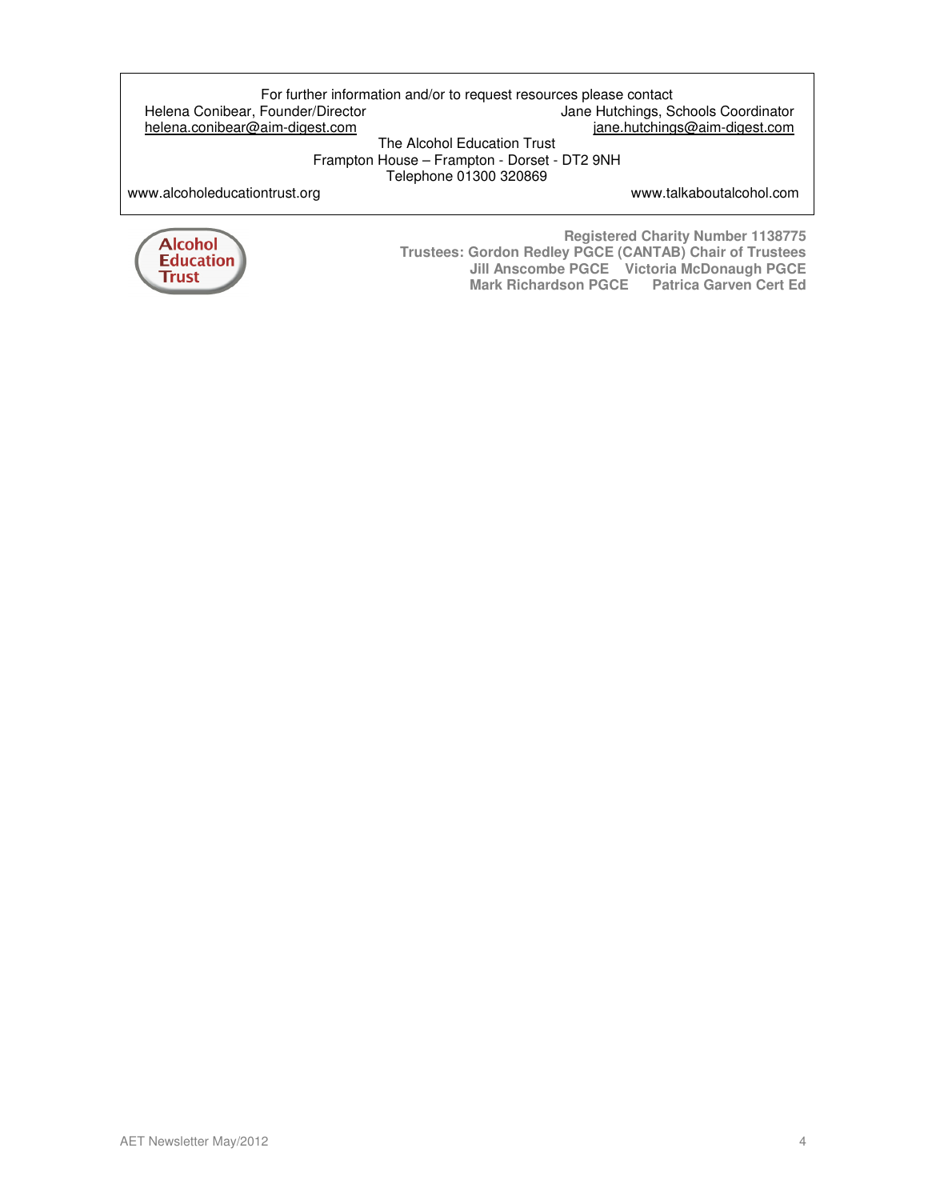For further information and/or to request resources please contact

Helena Conibear, Founder/Director
helena.conibear@aim-digest.com

Jane Hutchings, Schools Coordinator
jane.hutchings@aim-digest.com

The Alcohol Education Trust
Frampton House – Frampton - Dorset - DT2 9NH
Telephone 01300 320869

www.alcoholeducationtrust.org

www.talkaboutalcohol.com

Alcohol Education Trust

**Registered Charity Number 1138775**
**Trustees: Gordon Redley PGCE (CANTAB) Chair of Trustees**
**Jill Anscombe PGCE Victoria McDonaugh PGCE**
**Mark Richardson PGCE Patrica Garven Cert Ed**

AET Newsletter May/2012